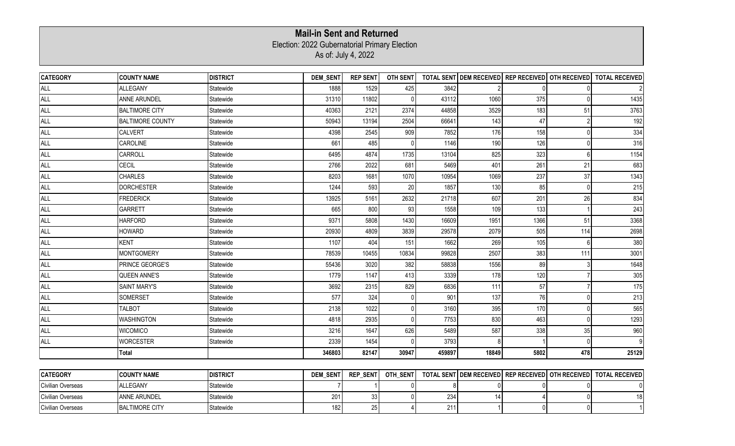# Mail-in Sent and Returned

Election: 2022 Gubernatorial Primary Election

As of: July 4, 2022

| CATEGORY | COUNTY NAME | DISTRICT | DEM_SENT | REP SENT | OTH SENT | TOTAL SENT | DEM RECEIVED | REP RECEIVED | OTH RECEIVED | TOTAL RECEIVED |
|---|---|---|---|---|---|---|---|---|---|---|
| ALL | ALLEGANY | Statewide | 1888 | 1529 | 425 | 3842 | 2 | 0 | 0 | 2 |
| ALL | ANNE ARUNDEL | Statewide | 31310 | 11802 | 0 | 43112 | 1060 | 375 | 0 | 1435 |
| ALL | BALTIMORE CITY | Statewide | 40363 | 2121 | 2374 | 44858 | 3529 | 183 | 51 | 3763 |
| ALL | BALTIMORE COUNTY | Statewide | 50943 | 13194 | 2504 | 66641 | 143 | 47 | 2 | 192 |
| ALL | CALVERT | Statewide | 4398 | 2545 | 909 | 7852 | 176 | 158 | 0 | 334 |
| ALL | CAROLINE | Statewide | 661 | 485 | 0 | 1146 | 190 | 126 | 0 | 316 |
| ALL | CARROLL | Statewide | 6495 | 4874 | 1735 | 13104 | 825 | 323 | 6 | 1154 |
| ALL | CECIL | Statewide | 2766 | 2022 | 681 | 5469 | 401 | 261 | 21 | 683 |
| ALL | CHARLES | Statewide | 8203 | 1681 | 1070 | 10954 | 1069 | 237 | 37 | 1343 |
| ALL | DORCHESTER | Statewide | 1244 | 593 | 20 | 1857 | 130 | 85 | 0 | 215 |
| ALL | FREDERICK | Statewide | 13925 | 5161 | 2632 | 21718 | 607 | 201 | 26 | 834 |
| ALL | GARRETT | Statewide | 665 | 800 | 93 | 1558 | 109 | 133 | 1 | 243 |
| ALL | HARFORD | Statewide | 9371 | 5808 | 1430 | 16609 | 1951 | 1366 | 51 | 3368 |
| ALL | HOWARD | Statewide | 20930 | 4809 | 3839 | 29578 | 2079 | 505 | 114 | 2698 |
| ALL | KENT | Statewide | 1107 | 404 | 151 | 1662 | 269 | 105 | 6 | 380 |
| ALL | MONTGOMERY | Statewide | 78539 | 10455 | 10834 | 99828 | 2507 | 383 | 111 | 3001 |
| ALL | PRINCE GEORGE'S | Statewide | 55436 | 3020 | 382 | 58838 | 1556 | 89 | 3 | 1648 |
| ALL | QUEEN ANNE'S | Statewide | 1779 | 1147 | 413 | 3339 | 178 | 120 | 7 | 305 |
| ALL | SAINT MARY'S | Statewide | 3692 | 2315 | 829 | 6836 | 111 | 57 | 7 | 175 |
| ALL | SOMERSET | Statewide | 577 | 324 | 0 | 901 | 137 | 76 | 0 | 213 |
| ALL | TALBOT | Statewide | 2138 | 1022 | 0 | 3160 | 395 | 170 | 0 | 565 |
| ALL | WASHINGTON | Statewide | 4818 | 2935 | 0 | 7753 | 830 | 463 | 0 | 1293 |
| ALL | WICOMICO | Statewide | 3216 | 1647 | 626 | 5489 | 587 | 338 | 35 | 960 |
| ALL | WORCESTER | Statewide | 2339 | 1454 | 0 | 3793 | 8 | 1 | 0 | 9 |
| | **Total** | | **346803** | **82147** | **30947** | **459897** | **18849** | **5802** | **478** | **25129** |

| CATEGORY | COUNTY NAME | DISTRICT | DEM_SENT | REP_SENT | OTH_SENT | TOTAL SENT | DEM RECEIVED | REP RECEIVED | OTH RECEIVED | TOTAL RECEIVED |
|---|---|---|---|---|---|---|---|---|---|---|
| Civilian Overseas | ALLEGANY | Statewide | 7 | 1 | 0 | 8 | 0 | 0 | 0 | 0 |
| Civilian Overseas | ANNE ARUNDEL | Statewide | 201 | 33 | 0 | 234 | 14 | 4 | 0 | 18 |
| Civilian Overseas | BALTIMORE CITY | Statewide | 182 | 25 | 4 | 211 | 1 | 0 | 0 | 1 |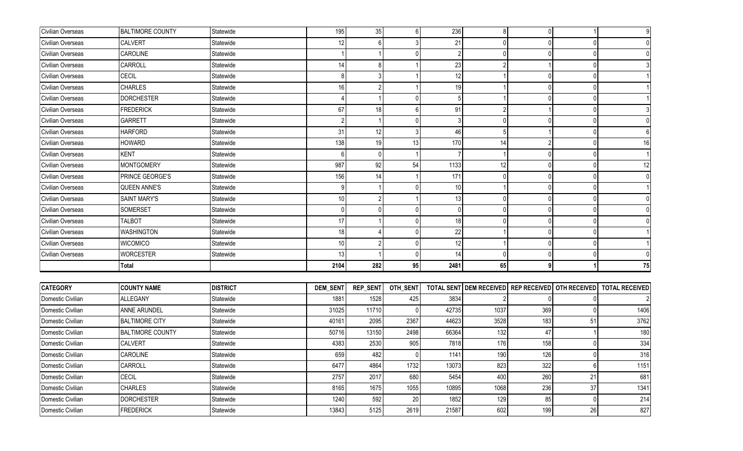| | | | | | | | | | | |
|---|---|---|---|---|---|---|---|---|---|---|
| Civilian Overseas | BALTIMORE COUNTY | Statewide | 195 | 35 | 6 | 236 | 8 | 0 | 1 | 9 |
| Civilian Overseas | CALVERT | Statewide | 12 | 6 | 3 | 21 | 0 | 0 | 0 | 0 |
| Civilian Overseas | CAROLINE | Statewide | 1 | 1 | 0 | 2 | 0 | 0 | 0 | 0 |
| Civilian Overseas | CARROLL | Statewide | 14 | 8 | 1 | 23 | 2 | 1 | 0 | 3 |
| Civilian Overseas | CECIL | Statewide | 8 | 3 | 1 | 12 | 1 | 0 | 0 | 1 |
| Civilian Overseas | CHARLES | Statewide | 16 | 2 | 1 | 19 | 1 | 0 | 0 | 1 |
| Civilian Overseas | DORCHESTER | Statewide | 4 | 1 | 0 | 5 | 1 | 0 | 0 | 1 |
| Civilian Overseas | FREDERICK | Statewide | 67 | 18 | 6 | 91 | 2 | 1 | 0 | 3 |
| Civilian Overseas | GARRETT | Statewide | 2 | 1 | 0 | 3 | 0 | 0 | 0 | 0 |
| Civilian Overseas | HARFORD | Statewide | 31 | 12 | 3 | 46 | 5 | 1 | 0 | 6 |
| Civilian Overseas | HOWARD | Statewide | 138 | 19 | 13 | 170 | 14 | 2 | 0 | 16 |
| Civilian Overseas | KENT | Statewide | 6 | 0 | 1 | 7 | 1 | 0 | 0 | 1 |
| Civilian Overseas | MONTGOMERY | Statewide | 987 | 92 | 54 | 1133 | 12 | 0 | 0 | 12 |
| Civilian Overseas | PRINCE GEORGE'S | Statewide | 156 | 14 | 1 | 171 | 0 | 0 | 0 | 0 |
| Civilian Overseas | QUEEN ANNE'S | Statewide | 9 | 1 | 0 | 10 | 1 | 0 | 0 | 1 |
| Civilian Overseas | SAINT MARY'S | Statewide | 10 | 2 | 1 | 13 | 0 | 0 | 0 | 0 |
| Civilian Overseas | SOMERSET | Statewide | 0 | 0 | 0 | 0 | 0 | 0 | 0 | 0 |
| Civilian Overseas | TALBOT | Statewide | 17 | 1 | 0 | 18 | 0 | 0 | 0 | 0 |
| Civilian Overseas | WASHINGTON | Statewide | 18 | 4 | 0 | 22 | 1 | 0 | 0 | 1 |
| Civilian Overseas | WICOMICO | Statewide | 10 | 2 | 0 | 12 | 1 | 0 | 0 | 1 |
| Civilian Overseas | WORCESTER | Statewide | 13 | 1 | 0 | 14 | 0 | 0 | 0 | 0 |
| | **Total** | | **2104** | **282** | **95** | **2481** | **65** | **9** | **1** | **75** |

| CATEGORY | COUNTY NAME | DISTRICT | DEM_SENT | REP_SENT | OTH_SENT | TOTAL SENT | DEM RECEIVED | REP RECEIVED | OTH RECEIVED | TOTAL RECEIVED |
|---|---|---|---|---|---|---|---|---|---|---|
| Domestic Civilian | ALLEGANY | Statewide | 1881 | 1528 | 425 | 3834 | 2 | 0 | 0 | 2 |
| Domestic Civilian | ANNE ARUNDEL | Statewide | 31025 | 11710 | 0 | 42735 | 1037 | 369 | 0 | 1406 |
| Domestic Civilian | BALTIMORE CITY | Statewide | 40161 | 2095 | 2367 | 44623 | 3528 | 183 | 51 | 3762 |
| Domestic Civilian | BALTIMORE COUNTY | Statewide | 50716 | 13150 | 2498 | 66364 | 132 | 47 | 1 | 180 |
| Domestic Civilian | CALVERT | Statewide | 4383 | 2530 | 905 | 7818 | 176 | 158 | 0 | 334 |
| Domestic Civilian | CAROLINE | Statewide | 659 | 482 | 0 | 1141 | 190 | 126 | 0 | 316 |
| Domestic Civilian | CARROLL | Statewide | 6477 | 4864 | 1732 | 13073 | 823 | 322 | 6 | 1151 |
| Domestic Civilian | CECIL | Statewide | 2757 | 2017 | 680 | 5454 | 400 | 260 | 21 | 681 |
| Domestic Civilian | CHARLES | Statewide | 8165 | 1675 | 1055 | 10895 | 1068 | 236 | 37 | 1341 |
| Domestic Civilian | DORCHESTER | Statewide | 1240 | 592 | 20 | 1852 | 129 | 85 | 0 | 214 |
| Domestic Civilian | FREDERICK | Statewide | 13843 | 5125 | 2619 | 21587 | 602 | 199 | 26 | 827 |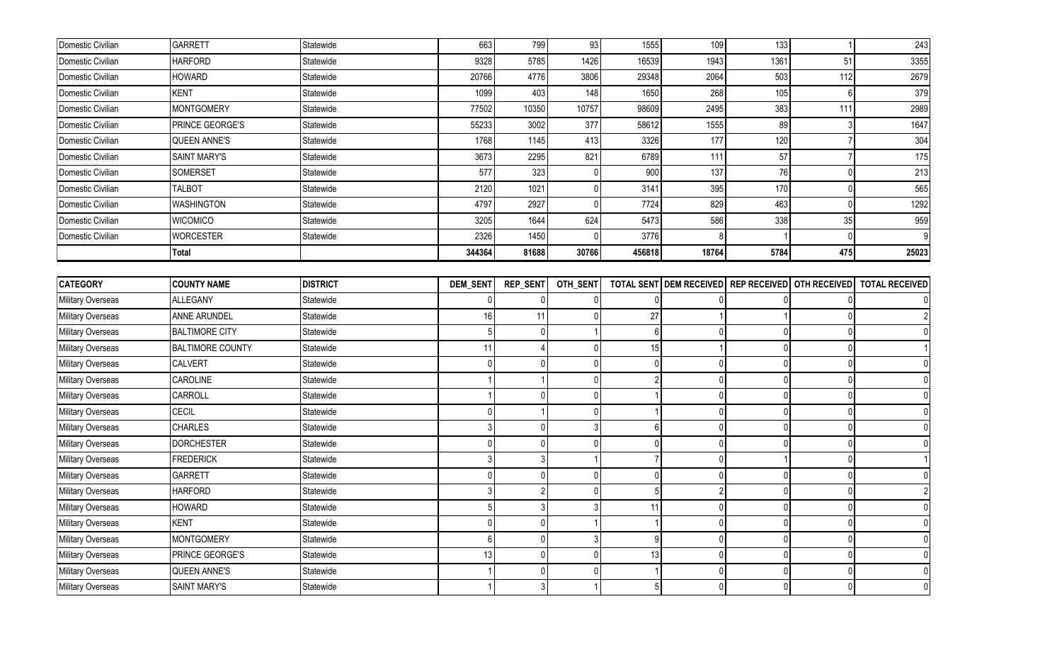| | | | | | | | | | | |
|---|---|---|---|---|---|---|---|---|---|---|
| Domestic Civilian | GARRETT | Statewide | 663 | 799 | 93 | 1555 | 109 | 133 | 1 | 243 |
| Domestic Civilian | HARFORD | Statewide | 9328 | 5785 | 1426 | 16539 | 1943 | 1361 | 51 | 3355 |
| Domestic Civilian | HOWARD | Statewide | 20766 | 4776 | 3806 | 29348 | 2064 | 503 | 112 | 2679 |
| Domestic Civilian | KENT | Statewide | 1099 | 403 | 148 | 1650 | 268 | 105 | 6 | 379 |
| Domestic Civilian | MONTGOMERY | Statewide | 77502 | 10350 | 10757 | 98609 | 2495 | 383 | 111 | 2989 |
| Domestic Civilian | PRINCE GEORGE'S | Statewide | 55233 | 3002 | 377 | 58612 | 1555 | 89 | 3 | 1647 |
| Domestic Civilian | QUEEN ANNE'S | Statewide | 1768 | 1145 | 413 | 3326 | 177 | 120 | 7 | 304 |
| Domestic Civilian | SAINT MARY'S | Statewide | 3673 | 2295 | 821 | 6789 | 111 | 57 | 7 | 175 |
| Domestic Civilian | SOMERSET | Statewide | 577 | 323 | 0 | 900 | 137 | 76 | 0 | 213 |
| Domestic Civilian | TALBOT | Statewide | 2120 | 1021 | 0 | 3141 | 395 | 170 | 0 | 565 |
| Domestic Civilian | WASHINGTON | Statewide | 4797 | 2927 | 0 | 7724 | 829 | 463 | 0 | 1292 |
| Domestic Civilian | WICOMICO | Statewide | 3205 | 1644 | 624 | 5473 | 586 | 338 | 35 | 959 |
| Domestic Civilian | WORCESTER | Statewide | 2326 | 1450 | 0 | 3776 | 8 | 1 | 0 | 9 |
| | **Total** | | **344364** | **81688** | **30766** | **456818** | **18764** | **5784** | **475** | **25023** |

| CATEGORY | COUNTY NAME | DISTRICT | DEM_SENT | REP_SENT | OTH_SENT | TOTAL SENT | DEM RECEIVED | REP RECEIVED | OTH RECEIVED | TOTAL RECEIVED |
|---|---|---|---|---|---|---|---|---|---|---|
| Military Overseas | ALLEGANY | Statewide | 0 | 0 | 0 | 0 | 0 | 0 | 0 | 0 |
| Military Overseas | ANNE ARUNDEL | Statewide | 16 | 11 | 0 | 27 | 1 | 1 | 0 | 2 |
| Military Overseas | BALTIMORE CITY | Statewide | 5 | 0 | 1 | 6 | 0 | 0 | 0 | 0 |
| Military Overseas | BALTIMORE COUNTY | Statewide | 11 | 4 | 0 | 15 | 1 | 0 | 0 | 1 |
| Military Overseas | CALVERT | Statewide | 0 | 0 | 0 | 0 | 0 | 0 | 0 | 0 |
| Military Overseas | CAROLINE | Statewide | 1 | 1 | 0 | 2 | 0 | 0 | 0 | 0 |
| Military Overseas | CARROLL | Statewide | 1 | 0 | 0 | 1 | 0 | 0 | 0 | 0 |
| Military Overseas | CECIL | Statewide | 0 | 1 | 0 | 1 | 0 | 0 | 0 | 0 |
| Military Overseas | CHARLES | Statewide | 3 | 0 | 3 | 6 | 0 | 0 | 0 | 0 |
| Military Overseas | DORCHESTER | Statewide | 0 | 0 | 0 | 0 | 0 | 0 | 0 | 0 |
| Military Overseas | FREDERICK | Statewide | 3 | 3 | 1 | 7 | 0 | 1 | 0 | 1 |
| Military Overseas | GARRETT | Statewide | 0 | 0 | 0 | 0 | 0 | 0 | 0 | 0 |
| Military Overseas | HARFORD | Statewide | 3 | 2 | 0 | 5 | 2 | 0 | 0 | 2 |
| Military Overseas | HOWARD | Statewide | 5 | 3 | 3 | 11 | 0 | 0 | 0 | 0 |
| Military Overseas | KENT | Statewide | 0 | 0 | 1 | 1 | 0 | 0 | 0 | 0 |
| Military Overseas | MONTGOMERY | Statewide | 6 | 0 | 3 | 9 | 0 | 0 | 0 | 0 |
| Military Overseas | PRINCE GEORGE'S | Statewide | 13 | 0 | 0 | 13 | 0 | 0 | 0 | 0 |
| Military Overseas | QUEEN ANNE'S | Statewide | 1 | 0 | 0 | 1 | 0 | 0 | 0 | 0 |
| Military Overseas | SAINT MARY'S | Statewide | 1 | 3 | 1 | 5 | 0 | 0 | 0 | 0 |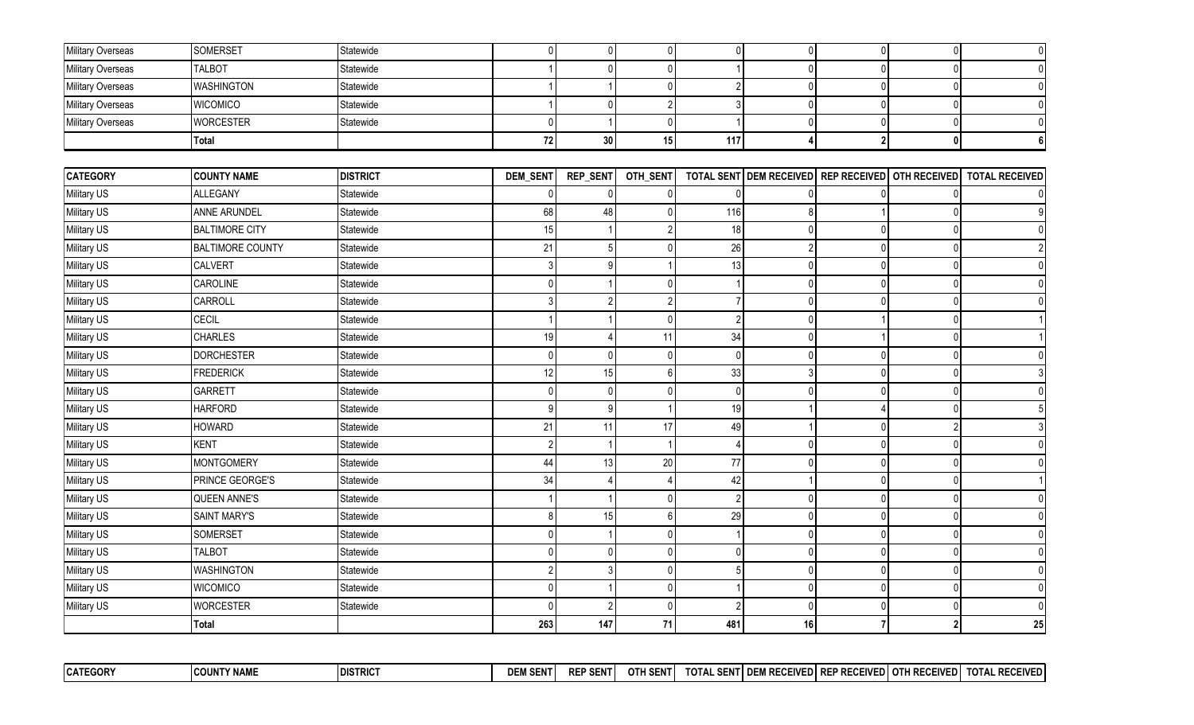| | | | | | | | | | | |
|---|---|---|---|---|---|---|---|---|---|---|
| Military Overseas | SOMERSET | Statewide | 0 | 0 | 0 | 0 | 0 | 0 | 0 | 0 |
| Military Overseas | TALBOT | Statewide | 1 | 0 | 0 | 1 | 0 | 0 | 0 | 0 |
| Military Overseas | WASHINGTON | Statewide | 1 | 1 | 0 | 2 | 0 | 0 | 0 | 0 |
| Military Overseas | WICOMICO | Statewide | 1 | 0 | 2 | 3 | 0 | 0 | 0 | 0 |
| Military Overseas | WORCESTER | Statewide | 0 | 1 | 0 | 1 | 0 | 0 | 0 | 0 |
| | **Total** | | **72** | **30** | **15** | **117** | **4** | **2** | **0** | **6** |

| CATEGORY | COUNTY NAME | DISTRICT | DEM_SENT | REP_SENT | OTH_SENT | TOTAL SENT | DEM RECEIVED | REP RECEIVED | OTH RECEIVED | TOTAL RECEIVED |
|---|---|---|---|---|---|---|---|---|---|---|
| Military US | ALLEGANY | Statewide | 0 | 0 | 0 | 0 | 0 | 0 | 0 | 0 |
| Military US | ANNE ARUNDEL | Statewide | 68 | 48 | 0 | 116 | 8 | 1 | 0 | 9 |
| Military US | BALTIMORE CITY | Statewide | 15 | 1 | 2 | 18 | 0 | 0 | 0 | 0 |
| Military US | BALTIMORE COUNTY | Statewide | 21 | 5 | 0 | 26 | 2 | 0 | 0 | 2 |
| Military US | CALVERT | Statewide | 3 | 9 | 1 | 13 | 0 | 0 | 0 | 0 |
| Military US | CAROLINE | Statewide | 0 | 1 | 0 | 1 | 0 | 0 | 0 | 0 |
| Military US | CARROLL | Statewide | 3 | 2 | 2 | 7 | 0 | 0 | 0 | 0 |
| Military US | CECIL | Statewide | 1 | 1 | 0 | 2 | 0 | 1 | 0 | 1 |
| Military US | CHARLES | Statewide | 19 | 4 | 11 | 34 | 0 | 1 | 0 | 1 |
| Military US | DORCHESTER | Statewide | 0 | 0 | 0 | 0 | 0 | 0 | 0 | 0 |
| Military US | FREDERICK | Statewide | 12 | 15 | 6 | 33 | 3 | 0 | 0 | 3 |
| Military US | GARRETT | Statewide | 0 | 0 | 0 | 0 | 0 | 0 | 0 | 0 |
| Military US | HARFORD | Statewide | 9 | 9 | 1 | 19 | 1 | 4 | 0 | 5 |
| Military US | HOWARD | Statewide | 21 | 11 | 17 | 49 | 1 | 0 | 2 | 3 |
| Military US | KENT | Statewide | 2 | 1 | 1 | 4 | 0 | 0 | 0 | 0 |
| Military US | MONTGOMERY | Statewide | 44 | 13 | 20 | 77 | 0 | 0 | 0 | 0 |
| Military US | PRINCE GEORGE'S | Statewide | 34 | 4 | 4 | 42 | 1 | 0 | 0 | 1 |
| Military US | QUEEN ANNE'S | Statewide | 1 | 1 | 0 | 2 | 0 | 0 | 0 | 0 |
| Military US | SAINT MARY'S | Statewide | 8 | 15 | 6 | 29 | 0 | 0 | 0 | 0 |
| Military US | SOMERSET | Statewide | 0 | 1 | 0 | 1 | 0 | 0 | 0 | 0 |
| Military US | TALBOT | Statewide | 0 | 0 | 0 | 0 | 0 | 0 | 0 | 0 |
| Military US | WASHINGTON | Statewide | 2 | 3 | 0 | 5 | 0 | 0 | 0 | 0 |
| Military US | WICOMICO | Statewide | 0 | 1 | 0 | 1 | 0 | 0 | 0 | 0 |
| Military US | WORCESTER | Statewide | 0 | 2 | 0 | 2 | 0 | 0 | 0 | 0 |
| | **Total** | | **263** | **147** | **71** | **481** | **16** | **7** | **2** | **25** |

| CATEGORY | COUNTY NAME | DISTRICT | DEM SENT | REP SENT | OTH SENT | TOTAL SENT | DEM RECEIVED | REP RECEIVED | OTH RECEIVED | TOTAL RECEIVED |
|---|---|---|---|---|---|---|---|---|---|---|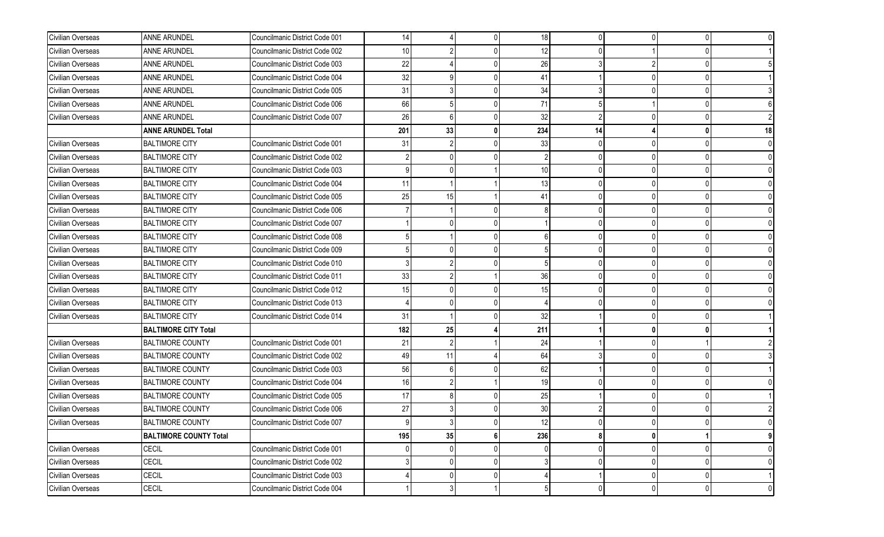| | | | | | | | | | | |
|---|---|---|---|---|---|---|---|---|---|---|
| Civilian Overseas | ANNE ARUNDEL | Councilmanic District Code 001 | 14 | 4 | 0 | 18 | 0 | 0 | 0 | 0 |
| Civilian Overseas | ANNE ARUNDEL | Councilmanic District Code 002 | 10 | 2 | 0 | 12 | 0 | 1 | 0 | 1 |
| Civilian Overseas | ANNE ARUNDEL | Councilmanic District Code 003 | 22 | 4 | 0 | 26 | 3 | 2 | 0 | 5 |
| Civilian Overseas | ANNE ARUNDEL | Councilmanic District Code 004 | 32 | 9 | 0 | 41 | 1 | 0 | 0 | 1 |
| Civilian Overseas | ANNE ARUNDEL | Councilmanic District Code 005 | 31 | 3 | 0 | 34 | 3 | 0 | 0 | 3 |
| Civilian Overseas | ANNE ARUNDEL | Councilmanic District Code 006 | 66 | 5 | 0 | 71 | 5 | 1 | 0 | 6 |
| Civilian Overseas | ANNE ARUNDEL | Councilmanic District Code 007 | 26 | 6 | 0 | 32 | 2 | 0 | 0 | 2 |
| | **ANNE ARUNDEL Total** | | **201** | **33** | **0** | **234** | **14** | **4** | **0** | **18** |
| Civilian Overseas | BALTIMORE CITY | Councilmanic District Code 001 | 31 | 2 | 0 | 33 | 0 | 0 | 0 | 0 |
| Civilian Overseas | BALTIMORE CITY | Councilmanic District Code 002 | 2 | 0 | 0 | 2 | 0 | 0 | 0 | 0 |
| Civilian Overseas | BALTIMORE CITY | Councilmanic District Code 003 | 9 | 0 | 1 | 10 | 0 | 0 | 0 | 0 |
| Civilian Overseas | BALTIMORE CITY | Councilmanic District Code 004 | 11 | 1 | 1 | 13 | 0 | 0 | 0 | 0 |
| Civilian Overseas | BALTIMORE CITY | Councilmanic District Code 005 | 25 | 15 | 1 | 41 | 0 | 0 | 0 | 0 |
| Civilian Overseas | BALTIMORE CITY | Councilmanic District Code 006 | 7 | 1 | 0 | 8 | 0 | 0 | 0 | 0 |
| Civilian Overseas | BALTIMORE CITY | Councilmanic District Code 007 | 1 | 0 | 0 | 1 | 0 | 0 | 0 | 0 |
| Civilian Overseas | BALTIMORE CITY | Councilmanic District Code 008 | 5 | 1 | 0 | 6 | 0 | 0 | 0 | 0 |
| Civilian Overseas | BALTIMORE CITY | Councilmanic District Code 009 | 5 | 0 | 0 | 5 | 0 | 0 | 0 | 0 |
| Civilian Overseas | BALTIMORE CITY | Councilmanic District Code 010 | 3 | 2 | 0 | 5 | 0 | 0 | 0 | 0 |
| Civilian Overseas | BALTIMORE CITY | Councilmanic District Code 011 | 33 | 2 | 1 | 36 | 0 | 0 | 0 | 0 |
| Civilian Overseas | BALTIMORE CITY | Councilmanic District Code 012 | 15 | 0 | 0 | 15 | 0 | 0 | 0 | 0 |
| Civilian Overseas | BALTIMORE CITY | Councilmanic District Code 013 | 4 | 0 | 0 | 4 | 0 | 0 | 0 | 0 |
| Civilian Overseas | BALTIMORE CITY | Councilmanic District Code 014 | 31 | 1 | 0 | 32 | 1 | 0 | 0 | 1 |
| | **BALTIMORE CITY Total** | | **182** | **25** | **4** | **211** | **1** | **0** | **0** | **1** |
| Civilian Overseas | BALTIMORE COUNTY | Councilmanic District Code 001 | 21 | 2 | 1 | 24 | 1 | 0 | 1 | 2 |
| Civilian Overseas | BALTIMORE COUNTY | Councilmanic District Code 002 | 49 | 11 | 4 | 64 | 3 | 0 | 0 | 3 |
| Civilian Overseas | BALTIMORE COUNTY | Councilmanic District Code 003 | 56 | 6 | 0 | 62 | 1 | 0 | 0 | 1 |
| Civilian Overseas | BALTIMORE COUNTY | Councilmanic District Code 004 | 16 | 2 | 1 | 19 | 0 | 0 | 0 | 0 |
| Civilian Overseas | BALTIMORE COUNTY | Councilmanic District Code 005 | 17 | 8 | 0 | 25 | 1 | 0 | 0 | 1 |
| Civilian Overseas | BALTIMORE COUNTY | Councilmanic District Code 006 | 27 | 3 | 0 | 30 | 2 | 0 | 0 | 2 |
| Civilian Overseas | BALTIMORE COUNTY | Councilmanic District Code 007 | 9 | 3 | 0 | 12 | 0 | 0 | 0 | 0 |
| | **BALTIMORE COUNTY Total** | | **195** | **35** | **6** | **236** | **8** | **0** | **1** | **9** |
| Civilian Overseas | CECIL | Councilmanic District Code 001 | 0 | 0 | 0 | 0 | 0 | 0 | 0 | 0 |
| Civilian Overseas | CECIL | Councilmanic District Code 002 | 3 | 0 | 0 | 3 | 0 | 0 | 0 | 0 |
| Civilian Overseas | CECIL | Councilmanic District Code 003 | 4 | 0 | 0 | 4 | 1 | 0 | 0 | 1 |
| Civilian Overseas | CECIL | Councilmanic District Code 004 | 1 | 3 | 1 | 5 | 0 | 0 | 0 | 0 |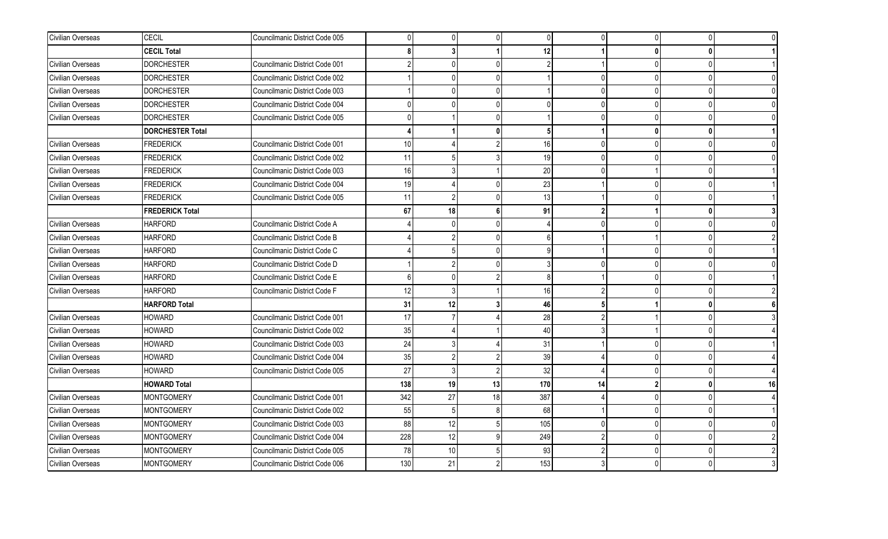| | | | | | | | | | | |
|---|---|---|---|---|---|---|---|---|---|---|
| Civilian Overseas | CECIL | Councilmanic District Code 005 | 0 | 0 | 0 | 0 | 0 | 0 | 0 | 0 |
| | **CECIL Total** | | **8** | **3** | **1** | **12** | **1** | **0** | **0** | **1** |
| Civilian Overseas | DORCHESTER | Councilmanic District Code 001 | 2 | 0 | 0 | 2 | 1 | 0 | 0 | 1 |
| Civilian Overseas | DORCHESTER | Councilmanic District Code 002 | 1 | 0 | 0 | 1 | 0 | 0 | 0 | 0 |
| Civilian Overseas | DORCHESTER | Councilmanic District Code 003 | 1 | 0 | 0 | 1 | 0 | 0 | 0 | 0 |
| Civilian Overseas | DORCHESTER | Councilmanic District Code 004 | 0 | 0 | 0 | 0 | 0 | 0 | 0 | 0 |
| Civilian Overseas | DORCHESTER | Councilmanic District Code 005 | 0 | 1 | 0 | 1 | 0 | 0 | 0 | 0 |
| | **DORCHESTER Total** | | **4** | **1** | **0** | **5** | **1** | **0** | **0** | **1** |
| Civilian Overseas | FREDERICK | Councilmanic District Code 001 | 10 | 4 | 2 | 16 | 0 | 0 | 0 | 0 |
| Civilian Overseas | FREDERICK | Councilmanic District Code 002 | 11 | 5 | 3 | 19 | 0 | 0 | 0 | 0 |
| Civilian Overseas | FREDERICK | Councilmanic District Code 003 | 16 | 3 | 1 | 20 | 0 | 1 | 0 | 1 |
| Civilian Overseas | FREDERICK | Councilmanic District Code 004 | 19 | 4 | 0 | 23 | 1 | 0 | 0 | 1 |
| Civilian Overseas | FREDERICK | Councilmanic District Code 005 | 11 | 2 | 0 | 13 | 1 | 0 | 0 | 1 |
| | **FREDERICK Total** | | **67** | **18** | **6** | **91** | **2** | **1** | **0** | **3** |
| Civilian Overseas | HARFORD | Councilmanic District Code A | 4 | 0 | 0 | 4 | 0 | 0 | 0 | 0 |
| Civilian Overseas | HARFORD | Councilmanic District Code B | 4 | 2 | 0 | 6 | 1 | 1 | 0 | 2 |
| Civilian Overseas | HARFORD | Councilmanic District Code C | 4 | 5 | 0 | 9 | 1 | 0 | 0 | 1 |
| Civilian Overseas | HARFORD | Councilmanic District Code D | 1 | 2 | 0 | 3 | 0 | 0 | 0 | 0 |
| Civilian Overseas | HARFORD | Councilmanic District Code E | 6 | 0 | 2 | 8 | 1 | 0 | 0 | 1 |
| Civilian Overseas | HARFORD | Councilmanic District Code F | 12 | 3 | 1 | 16 | 2 | 0 | 0 | 2 |
| | **HARFORD Total** | | **31** | **12** | **3** | **46** | **5** | **1** | **0** | **6** |
| Civilian Overseas | HOWARD | Councilmanic District Code 001 | 17 | 7 | 4 | 28 | 2 | 1 | 0 | 3 |
| Civilian Overseas | HOWARD | Councilmanic District Code 002 | 35 | 4 | 1 | 40 | 3 | 1 | 0 | 4 |
| Civilian Overseas | HOWARD | Councilmanic District Code 003 | 24 | 3 | 4 | 31 | 1 | 0 | 0 | 1 |
| Civilian Overseas | HOWARD | Councilmanic District Code 004 | 35 | 2 | 2 | 39 | 4 | 0 | 0 | 4 |
| Civilian Overseas | HOWARD | Councilmanic District Code 005 | 27 | 3 | 2 | 32 | 4 | 0 | 0 | 4 |
| | **HOWARD Total** | | **138** | **19** | **13** | **170** | **14** | **2** | **0** | **16** |
| Civilian Overseas | MONTGOMERY | Councilmanic District Code 001 | 342 | 27 | 18 | 387 | 4 | 0 | 0 | 4 |
| Civilian Overseas | MONTGOMERY | Councilmanic District Code 002 | 55 | 5 | 8 | 68 | 1 | 0 | 0 | 1 |
| Civilian Overseas | MONTGOMERY | Councilmanic District Code 003 | 88 | 12 | 5 | 105 | 0 | 0 | 0 | 0 |
| Civilian Overseas | MONTGOMERY | Councilmanic District Code 004 | 228 | 12 | 9 | 249 | 2 | 0 | 0 | 2 |
| Civilian Overseas | MONTGOMERY | Councilmanic District Code 005 | 78 | 10 | 5 | 93 | 2 | 0 | 0 | 2 |
| Civilian Overseas | MONTGOMERY | Councilmanic District Code 006 | 130 | 21 | 2 | 153 | 3 | 0 | 0 | 3 |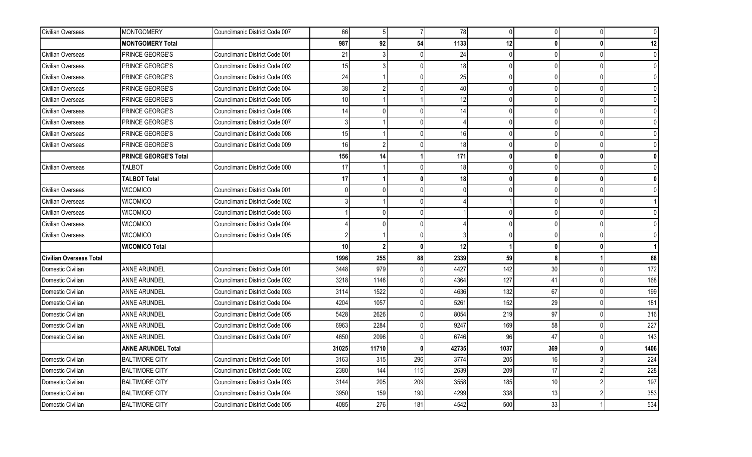| | | | | | | | | | | |
|---|---|---|---|---|---|---|---|---|---|---|
| Civilian Overseas | MONTGOMERY | Councilmanic District Code 007 | 66 | 5 | 7 | 78 | 0 | 0 | 0 | 0 |
| | **MONTGOMERY Total** | | **987** | **92** | **54** | **1133** | **12** | **0** | **0** | **12** |
| Civilian Overseas | PRINCE GEORGE'S | Councilmanic District Code 001 | 21 | 3 | 0 | 24 | 0 | 0 | 0 | 0 |
| Civilian Overseas | PRINCE GEORGE'S | Councilmanic District Code 002 | 15 | 3 | 0 | 18 | 0 | 0 | 0 | 0 |
| Civilian Overseas | PRINCE GEORGE'S | Councilmanic District Code 003 | 24 | 1 | 0 | 25 | 0 | 0 | 0 | 0 |
| Civilian Overseas | PRINCE GEORGE'S | Councilmanic District Code 004 | 38 | 2 | 0 | 40 | 0 | 0 | 0 | 0 |
| Civilian Overseas | PRINCE GEORGE'S | Councilmanic District Code 005 | 10 | 1 | 1 | 12 | 0 | 0 | 0 | 0 |
| Civilian Overseas | PRINCE GEORGE'S | Councilmanic District Code 006 | 14 | 0 | 0 | 14 | 0 | 0 | 0 | 0 |
| Civilian Overseas | PRINCE GEORGE'S | Councilmanic District Code 007 | 3 | 1 | 0 | 4 | 0 | 0 | 0 | 0 |
| Civilian Overseas | PRINCE GEORGE'S | Councilmanic District Code 008 | 15 | 1 | 0 | 16 | 0 | 0 | 0 | 0 |
| Civilian Overseas | PRINCE GEORGE'S | Councilmanic District Code 009 | 16 | 2 | 0 | 18 | 0 | 0 | 0 | 0 |
| | **PRINCE GEORGE'S Total** | | **156** | **14** | **1** | **171** | **0** | **0** | **0** | **0** |
| Civilian Overseas | TALBOT | Councilmanic District Code 000 | 17 | 1 | 0 | 18 | 0 | 0 | 0 | 0 |
| | **TALBOT Total** | | **17** | **1** | **0** | **18** | **0** | **0** | **0** | **0** |
| Civilian Overseas | WICOMICO | Councilmanic District Code 001 | 0 | 0 | 0 | 0 | 0 | 0 | 0 | 0 |
| Civilian Overseas | WICOMICO | Councilmanic District Code 002 | 3 | 1 | 0 | 4 | 1 | 0 | 0 | 1 |
| Civilian Overseas | WICOMICO | Councilmanic District Code 003 | 1 | 0 | 0 | 1 | 0 | 0 | 0 | 0 |
| Civilian Overseas | WICOMICO | Councilmanic District Code 004 | 4 | 0 | 0 | 4 | 0 | 0 | 0 | 0 |
| Civilian Overseas | WICOMICO | Councilmanic District Code 005 | 2 | 1 | 0 | 3 | 0 | 0 | 0 | 0 |
| | **WICOMICO Total** | | **10** | **2** | **0** | **12** | **1** | **0** | **0** | **1** |
| **Civilian Overseas Total** | | | **1996** | **255** | **88** | **2339** | **59** | **8** | **1** | **68** |
| Domestic Civilian | ANNE ARUNDEL | Councilmanic District Code 001 | 3448 | 979 | 0 | 4427 | 142 | 30 | 0 | 172 |
| Domestic Civilian | ANNE ARUNDEL | Councilmanic District Code 002 | 3218 | 1146 | 0 | 4364 | 127 | 41 | 0 | 168 |
| Domestic Civilian | ANNE ARUNDEL | Councilmanic District Code 003 | 3114 | 1522 | 0 | 4636 | 132 | 67 | 0 | 199 |
| Domestic Civilian | ANNE ARUNDEL | Councilmanic District Code 004 | 4204 | 1057 | 0 | 5261 | 152 | 29 | 0 | 181 |
| Domestic Civilian | ANNE ARUNDEL | Councilmanic District Code 005 | 5428 | 2626 | 0 | 8054 | 219 | 97 | 0 | 316 |
| Domestic Civilian | ANNE ARUNDEL | Councilmanic District Code 006 | 6963 | 2284 | 0 | 9247 | 169 | 58 | 0 | 227 |
| Domestic Civilian | ANNE ARUNDEL | Councilmanic District Code 007 | 4650 | 2096 | 0 | 6746 | 96 | 47 | 0 | 143 |
| | **ANNE ARUNDEL Total** | | **31025** | **11710** | **0** | **42735** | **1037** | **369** | **0** | **1406** |
| Domestic Civilian | BALTIMORE CITY | Councilmanic District Code 001 | 3163 | 315 | 296 | 3774 | 205 | 16 | 3 | 224 |
| Domestic Civilian | BALTIMORE CITY | Councilmanic District Code 002 | 2380 | 144 | 115 | 2639 | 209 | 17 | 2 | 228 |
| Domestic Civilian | BALTIMORE CITY | Councilmanic District Code 003 | 3144 | 205 | 209 | 3558 | 185 | 10 | 2 | 197 |
| Domestic Civilian | BALTIMORE CITY | Councilmanic District Code 004 | 3950 | 159 | 190 | 4299 | 338 | 13 | 2 | 353 |
| Domestic Civilian | BALTIMORE CITY | Councilmanic District Code 005 | 4085 | 276 | 181 | 4542 | 500 | 33 | 1 | 534 |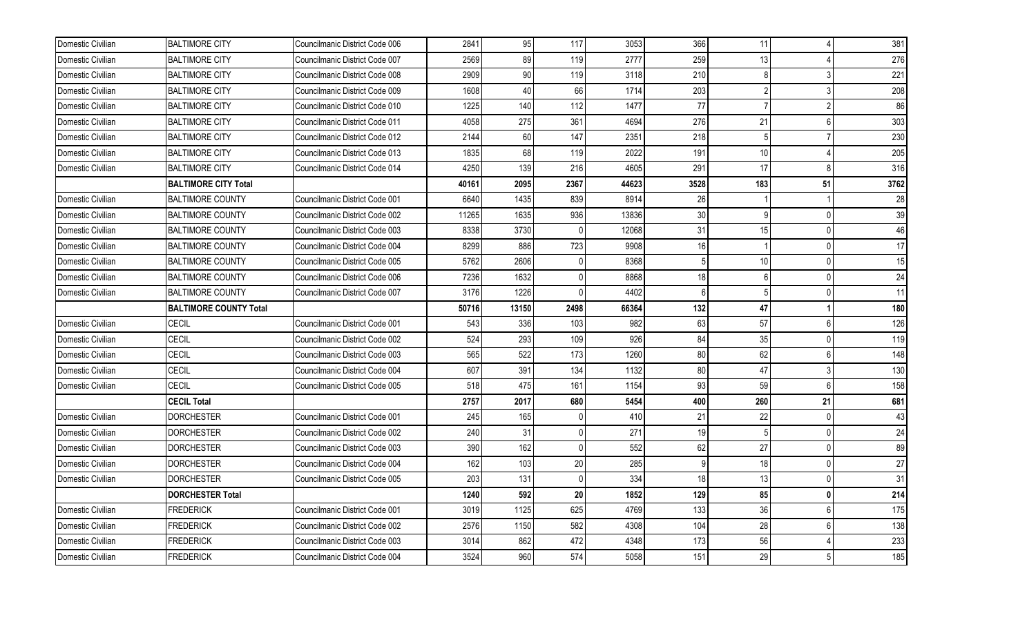| | | | | | | | | | | |
|---|---|---|---|---|---|---|---|---|---|---|
| Domestic Civilian | BALTIMORE CITY | Councilmanic District Code 006 | 2841 | 95 | 117 | 3053 | 366 | 11 | 4 | 381 |
| Domestic Civilian | BALTIMORE CITY | Councilmanic District Code 007 | 2569 | 89 | 119 | 2777 | 259 | 13 | 4 | 276 |
| Domestic Civilian | BALTIMORE CITY | Councilmanic District Code 008 | 2909 | 90 | 119 | 3118 | 210 | 8 | 3 | 221 |
| Domestic Civilian | BALTIMORE CITY | Councilmanic District Code 009 | 1608 | 40 | 66 | 1714 | 203 | 2 | 3 | 208 |
| Domestic Civilian | BALTIMORE CITY | Councilmanic District Code 010 | 1225 | 140 | 112 | 1477 | 77 | 7 | 2 | 86 |
| Domestic Civilian | BALTIMORE CITY | Councilmanic District Code 011 | 4058 | 275 | 361 | 4694 | 276 | 21 | 6 | 303 |
| Domestic Civilian | BALTIMORE CITY | Councilmanic District Code 012 | 2144 | 60 | 147 | 2351 | 218 | 5 | 7 | 230 |
| Domestic Civilian | BALTIMORE CITY | Councilmanic District Code 013 | 1835 | 68 | 119 | 2022 | 191 | 10 | 4 | 205 |
| Domestic Civilian | BALTIMORE CITY | Councilmanic District Code 014 | 4250 | 139 | 216 | 4605 | 291 | 17 | 8 | 316 |
| | **BALTIMORE CITY Total** | | **40161** | **2095** | **2367** | **44623** | **3528** | **183** | **51** | **3762** |
| Domestic Civilian | BALTIMORE COUNTY | Councilmanic District Code 001 | 6640 | 1435 | 839 | 8914 | 26 | 1 | 1 | 28 |
| Domestic Civilian | BALTIMORE COUNTY | Councilmanic District Code 002 | 11265 | 1635 | 936 | 13836 | 30 | 9 | 0 | 39 |
| Domestic Civilian | BALTIMORE COUNTY | Councilmanic District Code 003 | 8338 | 3730 | 0 | 12068 | 31 | 15 | 0 | 46 |
| Domestic Civilian | BALTIMORE COUNTY | Councilmanic District Code 004 | 8299 | 886 | 723 | 9908 | 16 | 1 | 0 | 17 |
| Domestic Civilian | BALTIMORE COUNTY | Councilmanic District Code 005 | 5762 | 2606 | 0 | 8368 | 5 | 10 | 0 | 15 |
| Domestic Civilian | BALTIMORE COUNTY | Councilmanic District Code 006 | 7236 | 1632 | 0 | 8868 | 18 | 6 | 0 | 24 |
| Domestic Civilian | BALTIMORE COUNTY | Councilmanic District Code 007 | 3176 | 1226 | 0 | 4402 | 6 | 5 | 0 | 11 |
| | **BALTIMORE COUNTY Total** | | **50716** | **13150** | **2498** | **66364** | **132** | **47** | **1** | **180** |
| Domestic Civilian | CECIL | Councilmanic District Code 001 | 543 | 336 | 103 | 982 | 63 | 57 | 6 | 126 |
| Domestic Civilian | CECIL | Councilmanic District Code 002 | 524 | 293 | 109 | 926 | 84 | 35 | 0 | 119 |
| Domestic Civilian | CECIL | Councilmanic District Code 003 | 565 | 522 | 173 | 1260 | 80 | 62 | 6 | 148 |
| Domestic Civilian | CECIL | Councilmanic District Code 004 | 607 | 391 | 134 | 1132 | 80 | 47 | 3 | 130 |
| Domestic Civilian | CECIL | Councilmanic District Code 005 | 518 | 475 | 161 | 1154 | 93 | 59 | 6 | 158 |
| | **CECIL Total** | | **2757** | **2017** | **680** | **5454** | **400** | **260** | **21** | **681** |
| Domestic Civilian | DORCHESTER | Councilmanic District Code 001 | 245 | 165 | 0 | 410 | 21 | 22 | 0 | 43 |
| Domestic Civilian | DORCHESTER | Councilmanic District Code 002 | 240 | 31 | 0 | 271 | 19 | 5 | 0 | 24 |
| Domestic Civilian | DORCHESTER | Councilmanic District Code 003 | 390 | 162 | 0 | 552 | 62 | 27 | 0 | 89 |
| Domestic Civilian | DORCHESTER | Councilmanic District Code 004 | 162 | 103 | 20 | 285 | 9 | 18 | 0 | 27 |
| Domestic Civilian | DORCHESTER | Councilmanic District Code 005 | 203 | 131 | 0 | 334 | 18 | 13 | 0 | 31 |
| | **DORCHESTER Total** | | **1240** | **592** | **20** | **1852** | **129** | **85** | **0** | **214** |
| Domestic Civilian | FREDERICK | Councilmanic District Code 001 | 3019 | 1125 | 625 | 4769 | 133 | 36 | 6 | 175 |
| Domestic Civilian | FREDERICK | Councilmanic District Code 002 | 2576 | 1150 | 582 | 4308 | 104 | 28 | 6 | 138 |
| Domestic Civilian | FREDERICK | Councilmanic District Code 003 | 3014 | 862 | 472 | 4348 | 173 | 56 | 4 | 233 |
| Domestic Civilian | FREDERICK | Councilmanic District Code 004 | 3524 | 960 | 574 | 5058 | 151 | 29 | 5 | 185 |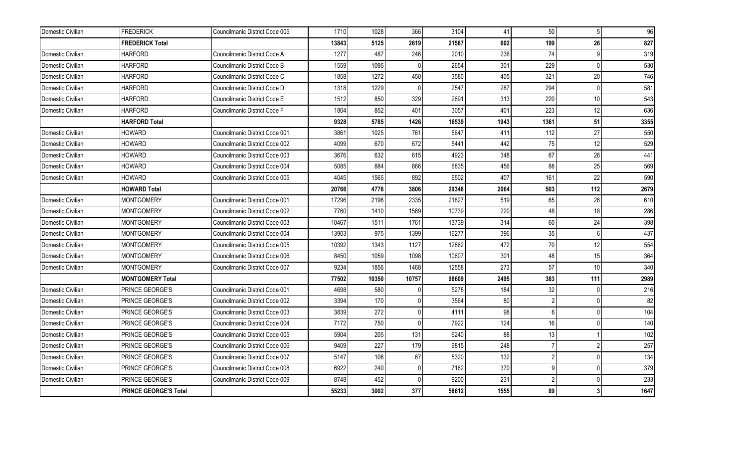| | | | | | | | | | | |
|---|---|---|---|---|---|---|---|---|---|---|
| Domestic Civilian | FREDERICK | Councilmanic District Code 005 | 1710 | 1028 | 366 | 3104 | 41 | 50 | 5 | 96 |
| | **FREDERICK Total** | | **13843** | **5125** | **2619** | **21587** | **602** | **199** | **26** | **827** |
| Domestic Civilian | HARFORD | Councilmanic District Code A | 1277 | 487 | 246 | 2010 | 236 | 74 | 9 | 319 |
| Domestic Civilian | HARFORD | Councilmanic District Code B | 1559 | 1095 | 0 | 2654 | 301 | 229 | 0 | 530 |
| Domestic Civilian | HARFORD | Councilmanic District Code C | 1858 | 1272 | 450 | 3580 | 405 | 321 | 20 | 746 |
| Domestic Civilian | HARFORD | Councilmanic District Code D | 1318 | 1229 | 0 | 2547 | 287 | 294 | 0 | 581 |
| Domestic Civilian | HARFORD | Councilmanic District Code E | 1512 | 850 | 329 | 2691 | 313 | 220 | 10 | 543 |
| Domestic Civilian | HARFORD | Councilmanic District Code F | 1804 | 852 | 401 | 3057 | 401 | 223 | 12 | 636 |
| | **HARFORD Total** | | **9328** | **5785** | **1426** | **16539** | **1943** | **1361** | **51** | **3355** |
| Domestic Civilian | HOWARD | Councilmanic District Code 001 | 3861 | 1025 | 761 | 5647 | 411 | 112 | 27 | 550 |
| Domestic Civilian | HOWARD | Councilmanic District Code 002 | 4099 | 670 | 672 | 5441 | 442 | 75 | 12 | 529 |
| Domestic Civilian | HOWARD | Councilmanic District Code 003 | 3676 | 632 | 615 | 4923 | 348 | 67 | 26 | 441 |
| Domestic Civilian | HOWARD | Councilmanic District Code 004 | 5085 | 884 | 866 | 6835 | 456 | 88 | 25 | 569 |
| Domestic Civilian | HOWARD | Councilmanic District Code 005 | 4045 | 1565 | 892 | 6502 | 407 | 161 | 22 | 590 |
| | **HOWARD Total** | | **20766** | **4776** | **3806** | **29348** | **2064** | **503** | **112** | **2679** |
| Domestic Civilian | MONTGOMERY | Councilmanic District Code 001 | 17296 | 2196 | 2335 | 21827 | 519 | 65 | 26 | 610 |
| Domestic Civilian | MONTGOMERY | Councilmanic District Code 002 | 7760 | 1410 | 1569 | 10739 | 220 | 48 | 18 | 286 |
| Domestic Civilian | MONTGOMERY | Councilmanic District Code 003 | 10467 | 1511 | 1761 | 13739 | 314 | 60 | 24 | 398 |
| Domestic Civilian | MONTGOMERY | Councilmanic District Code 004 | 13903 | 975 | 1399 | 16277 | 396 | 35 | 6 | 437 |
| Domestic Civilian | MONTGOMERY | Councilmanic District Code 005 | 10392 | 1343 | 1127 | 12862 | 472 | 70 | 12 | 554 |
| Domestic Civilian | MONTGOMERY | Councilmanic District Code 006 | 8450 | 1059 | 1098 | 10607 | 301 | 48 | 15 | 364 |
| Domestic Civilian | MONTGOMERY | Councilmanic District Code 007 | 9234 | 1856 | 1468 | 12558 | 273 | 57 | 10 | 340 |
| | **MONTGOMERY Total** | | **77502** | **10350** | **10757** | **98609** | **2495** | **383** | **111** | **2989** |
| Domestic Civilian | PRINCE GEORGE'S | Councilmanic District Code 001 | 4698 | 580 | 0 | 5278 | 184 | 32 | 0 | 216 |
| Domestic Civilian | PRINCE GEORGE'S | Councilmanic District Code 002 | 3394 | 170 | 0 | 3564 | 80 | 2 | 0 | 82 |
| Domestic Civilian | PRINCE GEORGE'S | Councilmanic District Code 003 | 3839 | 272 | 0 | 4111 | 98 | 6 | 0 | 104 |
| Domestic Civilian | PRINCE GEORGE'S | Councilmanic District Code 004 | 7172 | 750 | 0 | 7922 | 124 | 16 | 0 | 140 |
| Domestic Civilian | PRINCE GEORGE'S | Councilmanic District Code 005 | 5904 | 205 | 131 | 6240 | 88 | 13 | 1 | 102 |
| Domestic Civilian | PRINCE GEORGE'S | Councilmanic District Code 006 | 9409 | 227 | 179 | 9815 | 248 | 7 | 2 | 257 |
| Domestic Civilian | PRINCE GEORGE'S | Councilmanic District Code 007 | 5147 | 106 | 67 | 5320 | 132 | 2 | 0 | 134 |
| Domestic Civilian | PRINCE GEORGE'S | Councilmanic District Code 008 | 6922 | 240 | 0 | 7162 | 370 | 9 | 0 | 379 |
| Domestic Civilian | PRINCE GEORGE'S | Councilmanic District Code 009 | 8748 | 452 | 0 | 9200 | 231 | 2 | 0 | 233 |
| | **PRINCE GEORGE'S Total** | | **55233** | **3002** | **377** | **58612** | **1555** | **89** | **3** | **1647** |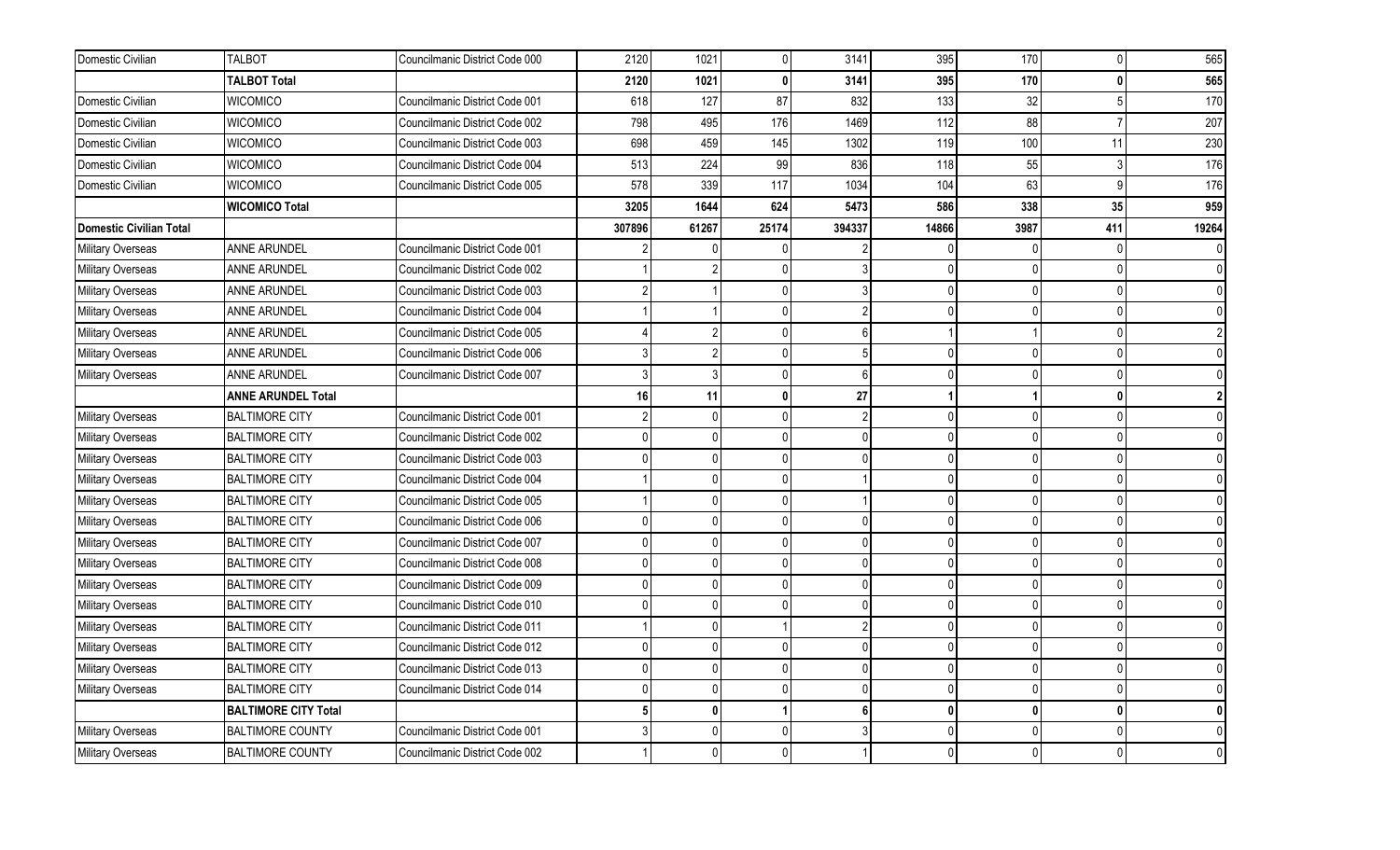| | | | | | | | | | | |
|---|---|---|---|---|---|---|---|---|---|---|
| Domestic Civilian | TALBOT | Councilmanic District Code 000 | 2120 | 1021 | 0 | 3141 | 395 | 170 | 0 | 565 |
| | **TALBOT Total** | | **2120** | **1021** | **0** | **3141** | **395** | **170** | **0** | **565** |
| Domestic Civilian | WICOMICO | Councilmanic District Code 001 | 618 | 127 | 87 | 832 | 133 | 32 | 5 | 170 |
| Domestic Civilian | WICOMICO | Councilmanic District Code 002 | 798 | 495 | 176 | 1469 | 112 | 88 | 7 | 207 |
| Domestic Civilian | WICOMICO | Councilmanic District Code 003 | 698 | 459 | 145 | 1302 | 119 | 100 | 11 | 230 |
| Domestic Civilian | WICOMICO | Councilmanic District Code 004 | 513 | 224 | 99 | 836 | 118 | 55 | 3 | 176 |
| Domestic Civilian | WICOMICO | Councilmanic District Code 005 | 578 | 339 | 117 | 1034 | 104 | 63 | 9 | 176 |
| | **WICOMICO Total** | | **3205** | **1644** | **624** | **5473** | **586** | **338** | **35** | **959** |
| **Domestic Civilian Total** | | | **307896** | **61267** | **25174** | **394337** | **14866** | **3987** | **411** | **19264** |
| Military Overseas | ANNE ARUNDEL | Councilmanic District Code 001 | 2 | 0 | 0 | 2 | 0 | 0 | 0 | 0 |
| Military Overseas | ANNE ARUNDEL | Councilmanic District Code 002 | 1 | 2 | 0 | 3 | 0 | 0 | 0 | 0 |
| Military Overseas | ANNE ARUNDEL | Councilmanic District Code 003 | 2 | 1 | 0 | 3 | 0 | 0 | 0 | 0 |
| Military Overseas | ANNE ARUNDEL | Councilmanic District Code 004 | 1 | 1 | 0 | 2 | 0 | 0 | 0 | 0 |
| Military Overseas | ANNE ARUNDEL | Councilmanic District Code 005 | 4 | 2 | 0 | 6 | 1 | 1 | 0 | 2 |
| Military Overseas | ANNE ARUNDEL | Councilmanic District Code 006 | 3 | 2 | 0 | 5 | 0 | 0 | 0 | 0 |
| Military Overseas | ANNE ARUNDEL | Councilmanic District Code 007 | 3 | 3 | 0 | 6 | 0 | 0 | 0 | 0 |
| | **ANNE ARUNDEL Total** | | **16** | **11** | **0** | **27** | **1** | **1** | **0** | **2** |
| Military Overseas | BALTIMORE CITY | Councilmanic District Code 001 | 2 | 0 | 0 | 2 | 0 | 0 | 0 | 0 |
| Military Overseas | BALTIMORE CITY | Councilmanic District Code 002 | 0 | 0 | 0 | 0 | 0 | 0 | 0 | 0 |
| Military Overseas | BALTIMORE CITY | Councilmanic District Code 003 | 0 | 0 | 0 | 0 | 0 | 0 | 0 | 0 |
| Military Overseas | BALTIMORE CITY | Councilmanic District Code 004 | 1 | 0 | 0 | 1 | 0 | 0 | 0 | 0 |
| Military Overseas | BALTIMORE CITY | Councilmanic District Code 005 | 1 | 0 | 0 | 1 | 0 | 0 | 0 | 0 |
| Military Overseas | BALTIMORE CITY | Councilmanic District Code 006 | 0 | 0 | 0 | 0 | 0 | 0 | 0 | 0 |
| Military Overseas | BALTIMORE CITY | Councilmanic District Code 007 | 0 | 0 | 0 | 0 | 0 | 0 | 0 | 0 |
| Military Overseas | BALTIMORE CITY | Councilmanic District Code 008 | 0 | 0 | 0 | 0 | 0 | 0 | 0 | 0 |
| Military Overseas | BALTIMORE CITY | Councilmanic District Code 009 | 0 | 0 | 0 | 0 | 0 | 0 | 0 | 0 |
| Military Overseas | BALTIMORE CITY | Councilmanic District Code 010 | 0 | 0 | 0 | 0 | 0 | 0 | 0 | 0 |
| Military Overseas | BALTIMORE CITY | Councilmanic District Code 011 | 1 | 0 | 1 | 2 | 0 | 0 | 0 | 0 |
| Military Overseas | BALTIMORE CITY | Councilmanic District Code 012 | 0 | 0 | 0 | 0 | 0 | 0 | 0 | 0 |
| Military Overseas | BALTIMORE CITY | Councilmanic District Code 013 | 0 | 0 | 0 | 0 | 0 | 0 | 0 | 0 |
| Military Overseas | BALTIMORE CITY | Councilmanic District Code 014 | 0 | 0 | 0 | 0 | 0 | 0 | 0 | 0 |
| | **BALTIMORE CITY Total** | | **5** | **0** | **1** | **6** | **0** | **0** | **0** | **0** |
| Military Overseas | BALTIMORE COUNTY | Councilmanic District Code 001 | 3 | 0 | 0 | 3 | 0 | 0 | 0 | 0 |
| Military Overseas | BALTIMORE COUNTY | Councilmanic District Code 002 | 1 | 0 | 0 | 1 | 0 | 0 | 0 | 0 |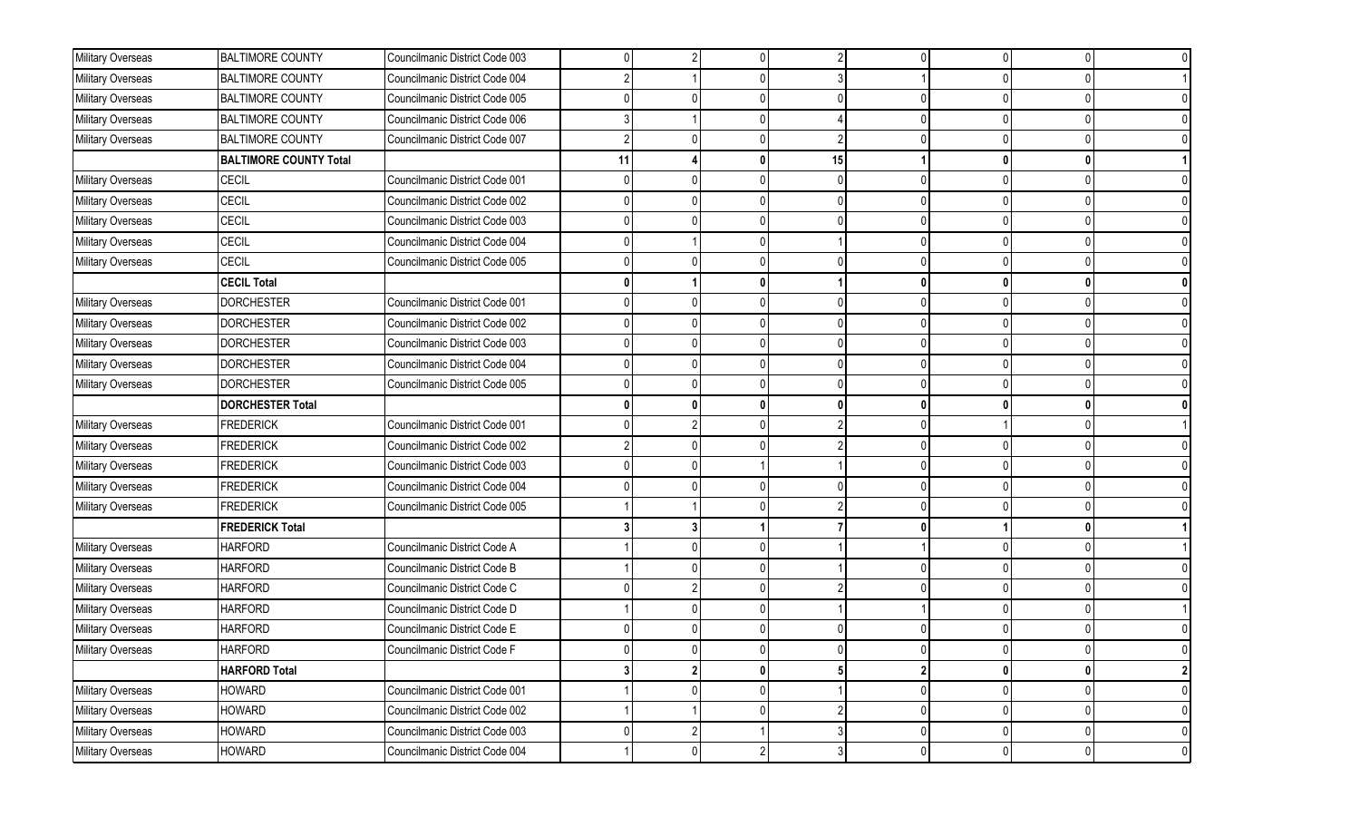| | | | | | | | | | | |
|---|---|---|---|---|---|---|---|---|---|---|
| Military Overseas | BALTIMORE COUNTY | Councilmanic District Code 003 | 0 | 2 | 0 | 2 | 0 | 0 | 0 | 0 |
| Military Overseas | BALTIMORE COUNTY | Councilmanic District Code 004 | 2 | 1 | 0 | 3 | 1 | 0 | 0 | 1 |
| Military Overseas | BALTIMORE COUNTY | Councilmanic District Code 005 | 0 | 0 | 0 | 0 | 0 | 0 | 0 | 0 |
| Military Overseas | BALTIMORE COUNTY | Councilmanic District Code 006 | 3 | 1 | 0 | 4 | 0 | 0 | 0 | 0 |
| Military Overseas | BALTIMORE COUNTY | Councilmanic District Code 007 | 2 | 0 | 0 | 2 | 0 | 0 | 0 | 0 |
| | **BALTIMORE COUNTY Total** | | **11** | **4** | **0** | **15** | **1** | **0** | **0** | **1** |
| Military Overseas | CECIL | Councilmanic District Code 001 | 0 | 0 | 0 | 0 | 0 | 0 | 0 | 0 |
| Military Overseas | CECIL | Councilmanic District Code 002 | 0 | 0 | 0 | 0 | 0 | 0 | 0 | 0 |
| Military Overseas | CECIL | Councilmanic District Code 003 | 0 | 0 | 0 | 0 | 0 | 0 | 0 | 0 |
| Military Overseas | CECIL | Councilmanic District Code 004 | 0 | 1 | 0 | 1 | 0 | 0 | 0 | 0 |
| Military Overseas | CECIL | Councilmanic District Code 005 | 0 | 0 | 0 | 0 | 0 | 0 | 0 | 0 |
| | **CECIL Total** | | **0** | **1** | **0** | **1** | **0** | **0** | **0** | **0** |
| Military Overseas | DORCHESTER | Councilmanic District Code 001 | 0 | 0 | 0 | 0 | 0 | 0 | 0 | 0 |
| Military Overseas | DORCHESTER | Councilmanic District Code 002 | 0 | 0 | 0 | 0 | 0 | 0 | 0 | 0 |
| Military Overseas | DORCHESTER | Councilmanic District Code 003 | 0 | 0 | 0 | 0 | 0 | 0 | 0 | 0 |
| Military Overseas | DORCHESTER | Councilmanic District Code 004 | 0 | 0 | 0 | 0 | 0 | 0 | 0 | 0 |
| Military Overseas | DORCHESTER | Councilmanic District Code 005 | 0 | 0 | 0 | 0 | 0 | 0 | 0 | 0 |
| | **DORCHESTER Total** | | **0** | **0** | **0** | **0** | **0** | **0** | **0** | **0** |
| Military Overseas | FREDERICK | Councilmanic District Code 001 | 0 | 2 | 0 | 2 | 0 | 1 | 0 | 1 |
| Military Overseas | FREDERICK | Councilmanic District Code 002 | 2 | 0 | 0 | 2 | 0 | 0 | 0 | 0 |
| Military Overseas | FREDERICK | Councilmanic District Code 003 | 0 | 0 | 1 | 1 | 0 | 0 | 0 | 0 |
| Military Overseas | FREDERICK | Councilmanic District Code 004 | 0 | 0 | 0 | 0 | 0 | 0 | 0 | 0 |
| Military Overseas | FREDERICK | Councilmanic District Code 005 | 1 | 1 | 0 | 2 | 0 | 0 | 0 | 0 |
| | **FREDERICK Total** | | **3** | **3** | **1** | **7** | **0** | **1** | **0** | **1** |
| Military Overseas | HARFORD | Councilmanic District Code A | 1 | 0 | 0 | 1 | 1 | 0 | 0 | 1 |
| Military Overseas | HARFORD | Councilmanic District Code B | 1 | 0 | 0 | 1 | 0 | 0 | 0 | 0 |
| Military Overseas | HARFORD | Councilmanic District Code C | 0 | 2 | 0 | 2 | 0 | 0 | 0 | 0 |
| Military Overseas | HARFORD | Councilmanic District Code D | 1 | 0 | 0 | 1 | 1 | 0 | 0 | 1 |
| Military Overseas | HARFORD | Councilmanic District Code E | 0 | 0 | 0 | 0 | 0 | 0 | 0 | 0 |
| Military Overseas | HARFORD | Councilmanic District Code F | 0 | 0 | 0 | 0 | 0 | 0 | 0 | 0 |
| | **HARFORD Total** | | **3** | **2** | **0** | **5** | **2** | **0** | **0** | **2** |
| Military Overseas | HOWARD | Councilmanic District Code 001 | 1 | 0 | 0 | 1 | 0 | 0 | 0 | 0 |
| Military Overseas | HOWARD | Councilmanic District Code 002 | 1 | 1 | 0 | 2 | 0 | 0 | 0 | 0 |
| Military Overseas | HOWARD | Councilmanic District Code 003 | 0 | 2 | 1 | 3 | 0 | 0 | 0 | 0 |
| Military Overseas | HOWARD | Councilmanic District Code 004 | 1 | 0 | 2 | 3 | 0 | 0 | 0 | 0 |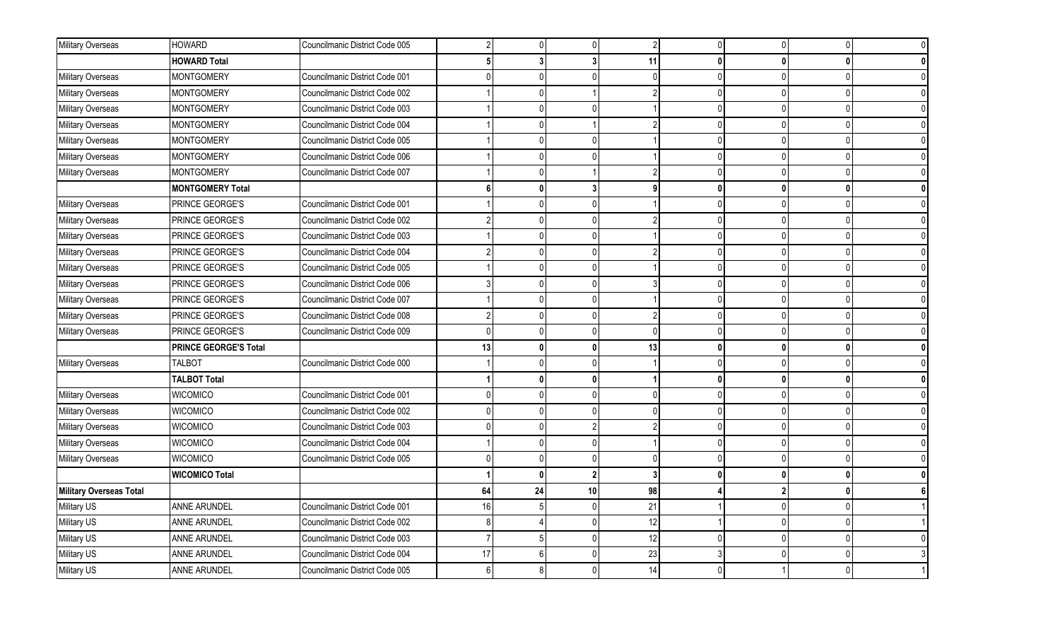| | | | | | | | | | | |
|---|---|---|---|---|---|---|---|---|---|---|
| Military Overseas | HOWARD | Councilmanic District Code 005 | 2 | 0 | 0 | 2 | 0 | 0 | 0 | 0 |
| | **HOWARD Total** | | **5** | **3** | **3** | **11** | **0** | **0** | **0** | **0** |
| Military Overseas | MONTGOMERY | Councilmanic District Code 001 | 0 | 0 | 0 | 0 | 0 | 0 | 0 | 0 |
| Military Overseas | MONTGOMERY | Councilmanic District Code 002 | 1 | 0 | 1 | 2 | 0 | 0 | 0 | 0 |
| Military Overseas | MONTGOMERY | Councilmanic District Code 003 | 1 | 0 | 0 | 1 | 0 | 0 | 0 | 0 |
| Military Overseas | MONTGOMERY | Councilmanic District Code 004 | 1 | 0 | 1 | 2 | 0 | 0 | 0 | 0 |
| Military Overseas | MONTGOMERY | Councilmanic District Code 005 | 1 | 0 | 0 | 1 | 0 | 0 | 0 | 0 |
| Military Overseas | MONTGOMERY | Councilmanic District Code 006 | 1 | 0 | 0 | 1 | 0 | 0 | 0 | 0 |
| Military Overseas | MONTGOMERY | Councilmanic District Code 007 | 1 | 0 | 1 | 2 | 0 | 0 | 0 | 0 |
| | **MONTGOMERY Total** | | **6** | **0** | **3** | **9** | **0** | **0** | **0** | **0** |
| Military Overseas | PRINCE GEORGE'S | Councilmanic District Code 001 | 1 | 0 | 0 | 1 | 0 | 0 | 0 | 0 |
| Military Overseas | PRINCE GEORGE'S | Councilmanic District Code 002 | 2 | 0 | 0 | 2 | 0 | 0 | 0 | 0 |
| Military Overseas | PRINCE GEORGE'S | Councilmanic District Code 003 | 1 | 0 | 0 | 1 | 0 | 0 | 0 | 0 |
| Military Overseas | PRINCE GEORGE'S | Councilmanic District Code 004 | 2 | 0 | 0 | 2 | 0 | 0 | 0 | 0 |
| Military Overseas | PRINCE GEORGE'S | Councilmanic District Code 005 | 1 | 0 | 0 | 1 | 0 | 0 | 0 | 0 |
| Military Overseas | PRINCE GEORGE'S | Councilmanic District Code 006 | 3 | 0 | 0 | 3 | 0 | 0 | 0 | 0 |
| Military Overseas | PRINCE GEORGE'S | Councilmanic District Code 007 | 1 | 0 | 0 | 1 | 0 | 0 | 0 | 0 |
| Military Overseas | PRINCE GEORGE'S | Councilmanic District Code 008 | 2 | 0 | 0 | 2 | 0 | 0 | 0 | 0 |
| Military Overseas | PRINCE GEORGE'S | Councilmanic District Code 009 | 0 | 0 | 0 | 0 | 0 | 0 | 0 | 0 |
| | **PRINCE GEORGE'S Total** | | **13** | **0** | **0** | **13** | **0** | **0** | **0** | **0** |
| Military Overseas | TALBOT | Councilmanic District Code 000 | 1 | 0 | 0 | 1 | 0 | 0 | 0 | 0 |
| | **TALBOT Total** | | **1** | **0** | **0** | **1** | **0** | **0** | **0** | **0** |
| Military Overseas | WICOMICO | Councilmanic District Code 001 | 0 | 0 | 0 | 0 | 0 | 0 | 0 | 0 |
| Military Overseas | WICOMICO | Councilmanic District Code 002 | 0 | 0 | 0 | 0 | 0 | 0 | 0 | 0 |
| Military Overseas | WICOMICO | Councilmanic District Code 003 | 0 | 0 | 2 | 2 | 0 | 0 | 0 | 0 |
| Military Overseas | WICOMICO | Councilmanic District Code 004 | 1 | 0 | 0 | 1 | 0 | 0 | 0 | 0 |
| Military Overseas | WICOMICO | Councilmanic District Code 005 | 0 | 0 | 0 | 0 | 0 | 0 | 0 | 0 |
| | **WICOMICO Total** | | **1** | **0** | **2** | **3** | **0** | **0** | **0** | **0** |
| **Military Overseas Total** | | | **64** | **24** | **10** | **98** | **4** | **2** | **0** | **6** |
| Military US | ANNE ARUNDEL | Councilmanic District Code 001 | 16 | 5 | 0 | 21 | 1 | 0 | 0 | 1 |
| Military US | ANNE ARUNDEL | Councilmanic District Code 002 | 8 | 4 | 0 | 12 | 1 | 0 | 0 | 1 |
| Military US | ANNE ARUNDEL | Councilmanic District Code 003 | 7 | 5 | 0 | 12 | 0 | 0 | 0 | 0 |
| Military US | ANNE ARUNDEL | Councilmanic District Code 004 | 17 | 6 | 0 | 23 | 3 | 0 | 0 | 3 |
| Military US | ANNE ARUNDEL | Councilmanic District Code 005 | 6 | 8 | 0 | 14 | 0 | 1 | 0 | 1 |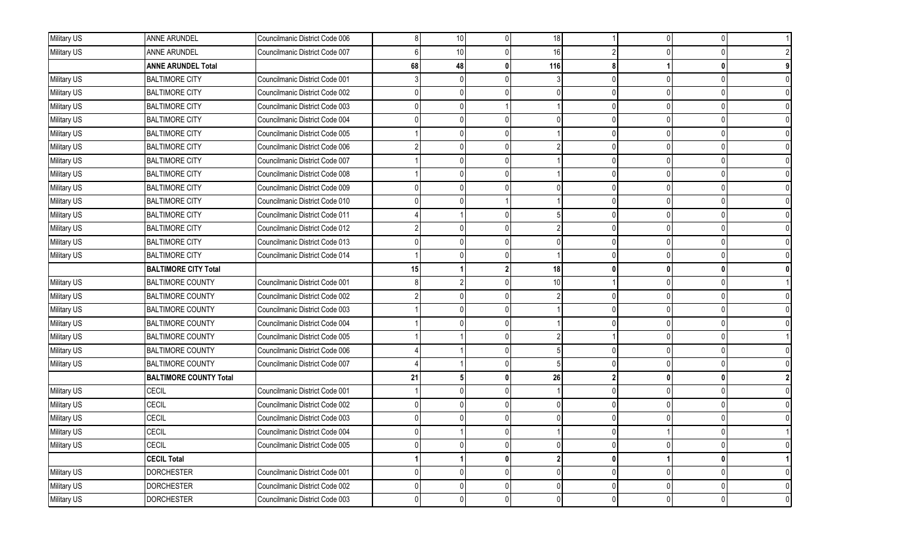| | | | | | | | | | | |
|---|---|---|---|---|---|---|---|---|---|---|
| Military US | ANNE ARUNDEL | Councilmanic District Code 006 | 8 | 10 | 0 | 18 | 1 | 0 | 0 | 1 |
| Military US | ANNE ARUNDEL | Councilmanic District Code 007 | 6 | 10 | 0 | 16 | 2 | 0 | 0 | 2 |
| | **ANNE ARUNDEL Total** | | **68** | **48** | **0** | **116** | **8** | **1** | **0** | **9** |
| Military US | BALTIMORE CITY | Councilmanic District Code 001 | 3 | 0 | 0 | 3 | 0 | 0 | 0 | 0 |
| Military US | BALTIMORE CITY | Councilmanic District Code 002 | 0 | 0 | 0 | 0 | 0 | 0 | 0 | 0 |
| Military US | BALTIMORE CITY | Councilmanic District Code 003 | 0 | 0 | 1 | 1 | 0 | 0 | 0 | 0 |
| Military US | BALTIMORE CITY | Councilmanic District Code 004 | 0 | 0 | 0 | 0 | 0 | 0 | 0 | 0 |
| Military US | BALTIMORE CITY | Councilmanic District Code 005 | 1 | 0 | 0 | 1 | 0 | 0 | 0 | 0 |
| Military US | BALTIMORE CITY | Councilmanic District Code 006 | 2 | 0 | 0 | 2 | 0 | 0 | 0 | 0 |
| Military US | BALTIMORE CITY | Councilmanic District Code 007 | 1 | 0 | 0 | 1 | 0 | 0 | 0 | 0 |
| Military US | BALTIMORE CITY | Councilmanic District Code 008 | 1 | 0 | 0 | 1 | 0 | 0 | 0 | 0 |
| Military US | BALTIMORE CITY | Councilmanic District Code 009 | 0 | 0 | 0 | 0 | 0 | 0 | 0 | 0 |
| Military US | BALTIMORE CITY | Councilmanic District Code 010 | 0 | 0 | 1 | 1 | 0 | 0 | 0 | 0 |
| Military US | BALTIMORE CITY | Councilmanic District Code 011 | 4 | 1 | 0 | 5 | 0 | 0 | 0 | 0 |
| Military US | BALTIMORE CITY | Councilmanic District Code 012 | 2 | 0 | 0 | 2 | 0 | 0 | 0 | 0 |
| Military US | BALTIMORE CITY | Councilmanic District Code 013 | 0 | 0 | 0 | 0 | 0 | 0 | 0 | 0 |
| Military US | BALTIMORE CITY | Councilmanic District Code 014 | 1 | 0 | 0 | 1 | 0 | 0 | 0 | 0 |
| | **BALTIMORE CITY Total** | | **15** | **1** | **2** | **18** | **0** | **0** | **0** | **0** |
| Military US | BALTIMORE COUNTY | Councilmanic District Code 001 | 8 | 2 | 0 | 10 | 1 | 0 | 0 | 1 |
| Military US | BALTIMORE COUNTY | Councilmanic District Code 002 | 2 | 0 | 0 | 2 | 0 | 0 | 0 | 0 |
| Military US | BALTIMORE COUNTY | Councilmanic District Code 003 | 1 | 0 | 0 | 1 | 0 | 0 | 0 | 0 |
| Military US | BALTIMORE COUNTY | Councilmanic District Code 004 | 1 | 0 | 0 | 1 | 0 | 0 | 0 | 0 |
| Military US | BALTIMORE COUNTY | Councilmanic District Code 005 | 1 | 1 | 0 | 2 | 1 | 0 | 0 | 1 |
| Military US | BALTIMORE COUNTY | Councilmanic District Code 006 | 4 | 1 | 0 | 5 | 0 | 0 | 0 | 0 |
| Military US | BALTIMORE COUNTY | Councilmanic District Code 007 | 4 | 1 | 0 | 5 | 0 | 0 | 0 | 0 |
| | **BALTIMORE COUNTY Total** | | **21** | **5** | **0** | **26** | **2** | **0** | **0** | **2** |
| Military US | CECIL | Councilmanic District Code 001 | 1 | 0 | 0 | 1 | 0 | 0 | 0 | 0 |
| Military US | CECIL | Councilmanic District Code 002 | 0 | 0 | 0 | 0 | 0 | 0 | 0 | 0 |
| Military US | CECIL | Councilmanic District Code 003 | 0 | 0 | 0 | 0 | 0 | 0 | 0 | 0 |
| Military US | CECIL | Councilmanic District Code 004 | 0 | 1 | 0 | 1 | 0 | 1 | 0 | 1 |
| Military US | CECIL | Councilmanic District Code 005 | 0 | 0 | 0 | 0 | 0 | 0 | 0 | 0 |
| | **CECIL Total** | | **1** | **1** | **0** | **2** | **0** | **1** | **0** | **1** |
| Military US | DORCHESTER | Councilmanic District Code 001 | 0 | 0 | 0 | 0 | 0 | 0 | 0 | 0 |
| Military US | DORCHESTER | Councilmanic District Code 002 | 0 | 0 | 0 | 0 | 0 | 0 | 0 | 0 |
| Military US | DORCHESTER | Councilmanic District Code 003 | 0 | 0 | 0 | 0 | 0 | 0 | 0 | 0 |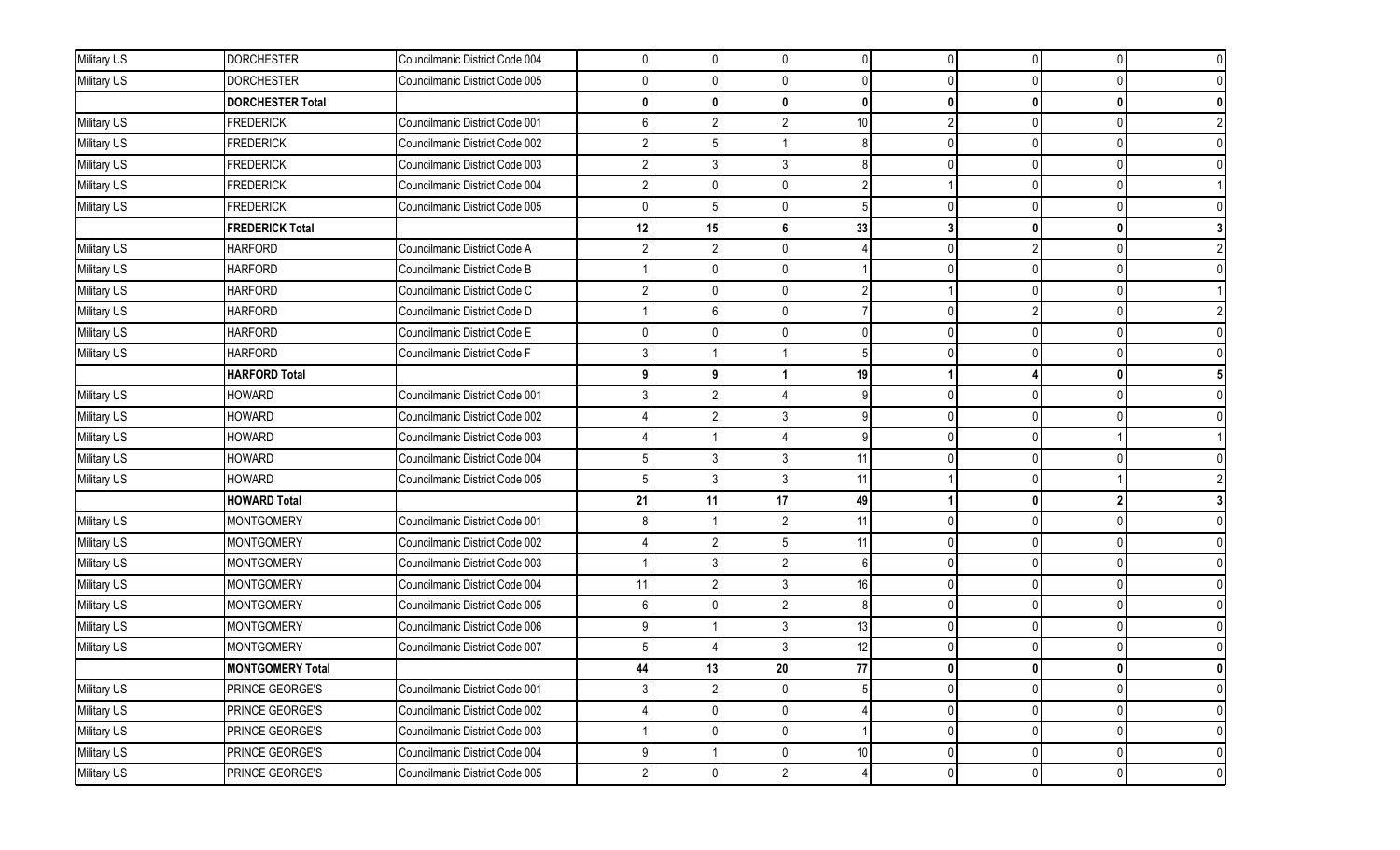| | | | | | | | | | | |
|---|---|---|---|---|---|---|---|---|---|---|
| Military US | DORCHESTER | Councilmanic District Code 004 | 0 | 0 | 0 | 0 | 0 | 0 | 0 | 0 |
| Military US | DORCHESTER | Councilmanic District Code 005 | 0 | 0 | 0 | 0 | 0 | 0 | 0 | 0 |
| | **DORCHESTER Total** | | **0** | **0** | **0** | **0** | **0** | **0** | **0** | **0** |
| Military US | FREDERICK | Councilmanic District Code 001 | 6 | 2 | 2 | 10 | 2 | 0 | 0 | 2 |
| Military US | FREDERICK | Councilmanic District Code 002 | 2 | 5 | 1 | 8 | 0 | 0 | 0 | 0 |
| Military US | FREDERICK | Councilmanic District Code 003 | 2 | 3 | 3 | 8 | 0 | 0 | 0 | 0 |
| Military US | FREDERICK | Councilmanic District Code 004 | 2 | 0 | 0 | 2 | 1 | 0 | 0 | 1 |
| Military US | FREDERICK | Councilmanic District Code 005 | 0 | 5 | 0 | 5 | 0 | 0 | 0 | 0 |
| | **FREDERICK Total** | | **12** | **15** | **6** | **33** | **3** | **0** | **0** | **3** |
| Military US | HARFORD | Councilmanic District Code A | 2 | 2 | 0 | 4 | 0 | 2 | 0 | 2 |
| Military US | HARFORD | Councilmanic District Code B | 1 | 0 | 0 | 1 | 0 | 0 | 0 | 0 |
| Military US | HARFORD | Councilmanic District Code C | 2 | 0 | 0 | 2 | 1 | 0 | 0 | 1 |
| Military US | HARFORD | Councilmanic District Code D | 1 | 6 | 0 | 7 | 0 | 2 | 0 | 2 |
| Military US | HARFORD | Councilmanic District Code E | 0 | 0 | 0 | 0 | 0 | 0 | 0 | 0 |
| Military US | HARFORD | Councilmanic District Code F | 3 | 1 | 1 | 5 | 0 | 0 | 0 | 0 |
| | **HARFORD Total** | | **9** | **9** | **1** | **19** | **1** | **4** | **0** | **5** |
| Military US | HOWARD | Councilmanic District Code 001 | 3 | 2 | 4 | 9 | 0 | 0 | 0 | 0 |
| Military US | HOWARD | Councilmanic District Code 002 | 4 | 2 | 3 | 9 | 0 | 0 | 0 | 0 |
| Military US | HOWARD | Councilmanic District Code 003 | 4 | 1 | 4 | 9 | 0 | 0 | 1 | 1 |
| Military US | HOWARD | Councilmanic District Code 004 | 5 | 3 | 3 | 11 | 0 | 0 | 0 | 0 |
| Military US | HOWARD | Councilmanic District Code 005 | 5 | 3 | 3 | 11 | 1 | 0 | 1 | 2 |
| | **HOWARD Total** | | **21** | **11** | **17** | **49** | **1** | **0** | **2** | **3** |
| Military US | MONTGOMERY | Councilmanic District Code 001 | 8 | 1 | 2 | 11 | 0 | 0 | 0 | 0 |
| Military US | MONTGOMERY | Councilmanic District Code 002 | 4 | 2 | 5 | 11 | 0 | 0 | 0 | 0 |
| Military US | MONTGOMERY | Councilmanic District Code 003 | 1 | 3 | 2 | 6 | 0 | 0 | 0 | 0 |
| Military US | MONTGOMERY | Councilmanic District Code 004 | 11 | 2 | 3 | 16 | 0 | 0 | 0 | 0 |
| Military US | MONTGOMERY | Councilmanic District Code 005 | 6 | 0 | 2 | 8 | 0 | 0 | 0 | 0 |
| Military US | MONTGOMERY | Councilmanic District Code 006 | 9 | 1 | 3 | 13 | 0 | 0 | 0 | 0 |
| Military US | MONTGOMERY | Councilmanic District Code 007 | 5 | 4 | 3 | 12 | 0 | 0 | 0 | 0 |
| | **MONTGOMERY Total** | | **44** | **13** | **20** | **77** | **0** | **0** | **0** | **0** |
| Military US | PRINCE GEORGE'S | Councilmanic District Code 001 | 3 | 2 | 0 | 5 | 0 | 0 | 0 | 0 |
| Military US | PRINCE GEORGE'S | Councilmanic District Code 002 | 4 | 0 | 0 | 4 | 0 | 0 | 0 | 0 |
| Military US | PRINCE GEORGE'S | Councilmanic District Code 003 | 1 | 0 | 0 | 1 | 0 | 0 | 0 | 0 |
| Military US | PRINCE GEORGE'S | Councilmanic District Code 004 | 9 | 1 | 0 | 10 | 0 | 0 | 0 | 0 |
| Military US | PRINCE GEORGE'S | Councilmanic District Code 005 | 2 | 0 | 2 | 4 | 0 | 0 | 0 | 0 |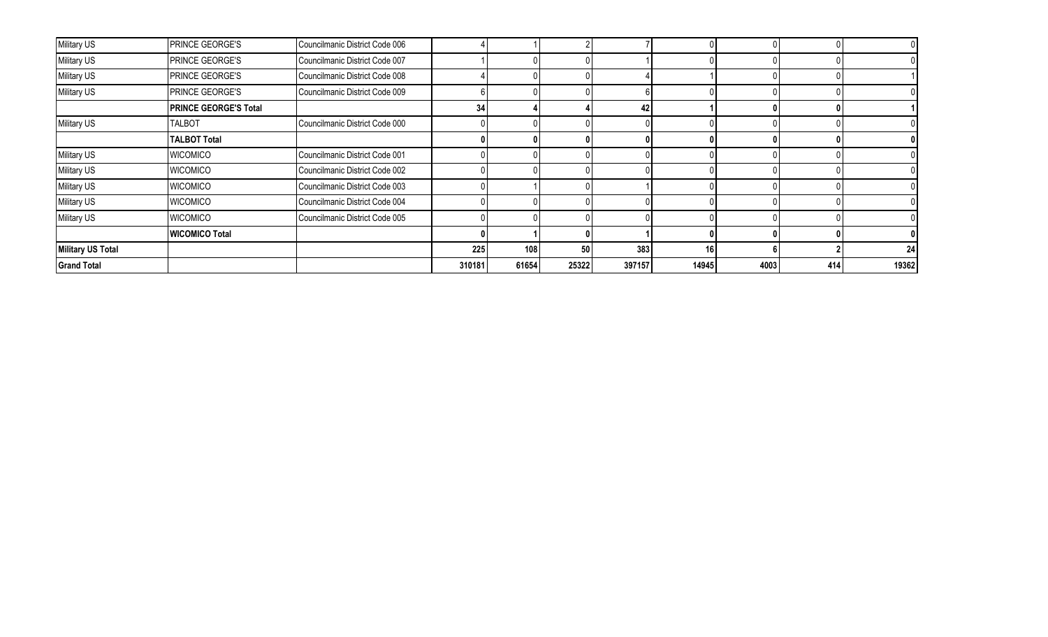| | | | | | | | | | | |
|---|---|---|---|---|---|---|---|---|---|---|
| Military US | PRINCE GEORGE'S | Councilmanic District Code 006 | 4 | 1 | 2 | 7 | 0 | 0 | 0 | 0 |
| Military US | PRINCE GEORGE'S | Councilmanic District Code 007 | 1 | 0 | 0 | 1 | 0 | 0 | 0 | 0 |
| Military US | PRINCE GEORGE'S | Councilmanic District Code 008 | 4 | 0 | 0 | 4 | 1 | 0 | 0 | 1 |
| Military US | PRINCE GEORGE'S | Councilmanic District Code 009 | 6 | 0 | 0 | 6 | 0 | 0 | 0 | 0 |
| | **PRINCE GEORGE'S Total** | | **34** | **4** | **4** | **42** | **1** | **0** | **0** | **1** |
| Military US | TALBOT | Councilmanic District Code 000 | 0 | 0 | 0 | 0 | 0 | 0 | 0 | 0 |
| | **TALBOT Total** | | **0** | **0** | **0** | **0** | **0** | **0** | **0** | **0** |
| Military US | WICOMICO | Councilmanic District Code 001 | 0 | 0 | 0 | 0 | 0 | 0 | 0 | 0 |
| Military US | WICOMICO | Councilmanic District Code 002 | 0 | 0 | 0 | 0 | 0 | 0 | 0 | 0 |
| Military US | WICOMICO | Councilmanic District Code 003 | 0 | 1 | 0 | 1 | 0 | 0 | 0 | 0 |
| Military US | WICOMICO | Councilmanic District Code 004 | 0 | 0 | 0 | 0 | 0 | 0 | 0 | 0 |
| Military US | WICOMICO | Councilmanic District Code 005 | 0 | 0 | 0 | 0 | 0 | 0 | 0 | 0 |
| | **WICOMICO Total** | | **0** | **1** | **0** | **1** | **0** | **0** | **0** | **0** |
| **Military US Total** | | | **225** | **108** | **50** | **383** | **16** | **6** | **2** | **24** |
| **Grand Total** | | | **310181** | **61654** | **25322** | **397157** | **14945** | **4003** | **414** | **19362** |